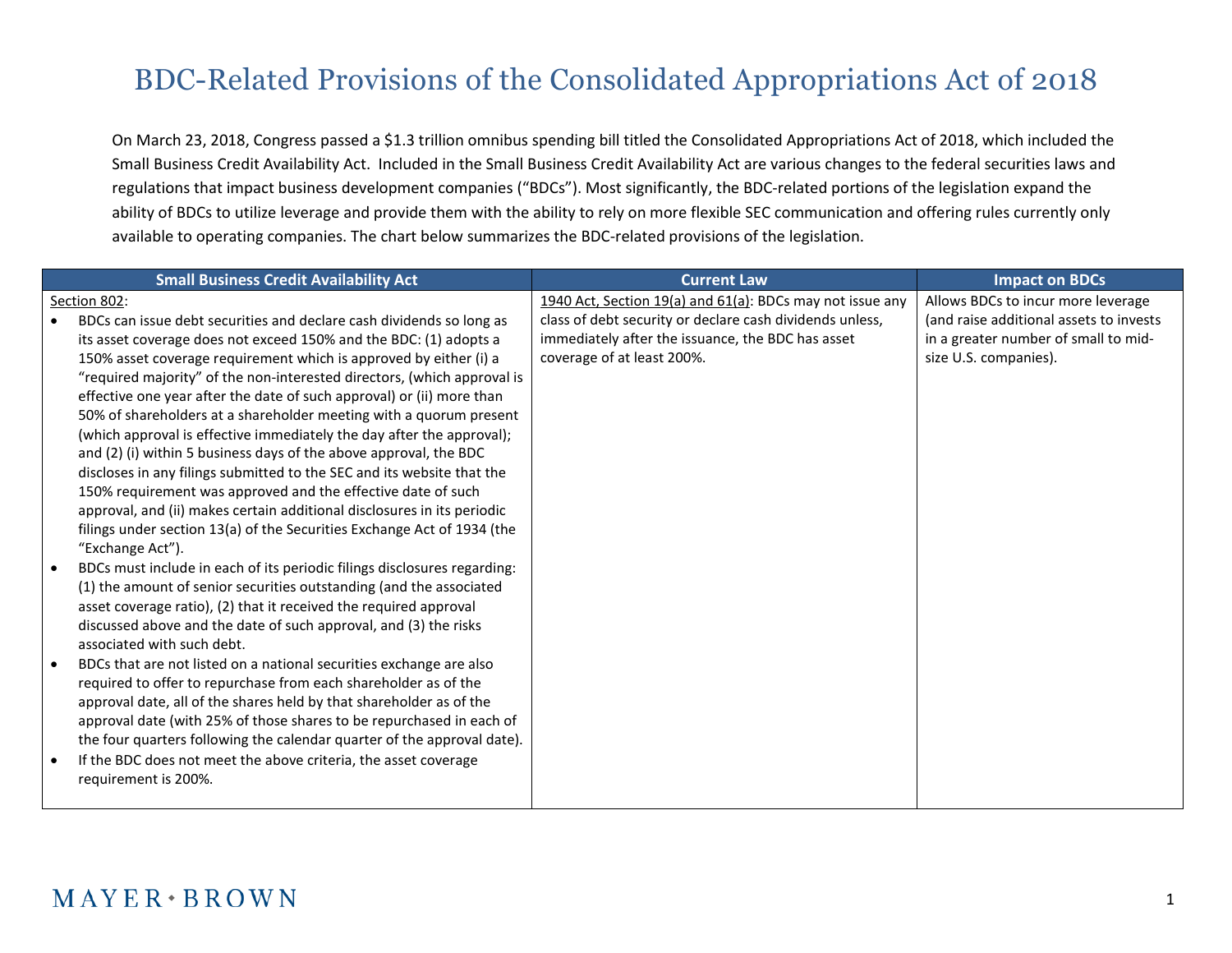# BDC-Related Provisions of the Consolidated Appropriations Act of 2018

On March 23, 2018, Congress passed a $1.3 trillion omnibus spending bill titled the Consolidated Appropriations Act of 2018, which included the Small Business Credit Availability Act. Included in the Small Business Credit Availability Act are various changes to the federal securities laws and regulations that impact business development companies ("BDCs"). Most significantly, the BDC-related portions of the legislation expand the ability of BDCs to utilize leverage and provide them with the ability to rely on more flexible SEC communication and offering rules currently only available to operating companies. The chart below summarizes the BDC-related provisions of the legislation.

| Small Business Credit Availability Act | Current Law | Impact on BDCs |
|---|---|---|
| Section 802:<br>• BDCs can issue debt securities and declare cash dividends so long as its asset coverage does not exceed 150% and the BDC: (1) adopts a 150% asset coverage requirement which is approved by either (i) a "required majority" of the non-interested directors, (which approval is effective one year after the date of such approval) or (ii) more than 50% of shareholders at a shareholder meeting with a quorum present (which approval is effective immediately the day after the approval); and (2) (i) within 5 business days of the above approval, the BDC discloses in any filings submitted to the SEC and its website that the 150% requirement was approved and the effective date of such approval, and (ii) makes certain additional disclosures in its periodic filings under section 13(a) of the Securities Exchange Act of 1934 (the "Exchange Act").<br>• BDCs must include in each of its periodic filings disclosures regarding: (1) the amount of senior securities outstanding (and the associated asset coverage ratio), (2) that it received the required approval discussed above and the date of such approval, and (3) the risks associated with such debt.<br>• BDCs that are not listed on a national securities exchange are also required to offer to repurchase from each shareholder as of the approval date, all of the shares held by that shareholder as of the approval date (with 25% of those shares to be repurchased in each of the four quarters following the calendar quarter of the approval date).<br>• If the BDC does not meet the above criteria, the asset coverage requirement is 200%. | 1940 Act, Section 19(a) and 61(a): BDCs may not issue any class of debt security or declare cash dividends unless, immediately after the issuance, the BDC has asset coverage of at least 200%. | Allows BDCs to incur more leverage (and raise additional assets to invests in a greater number of small to mid-size U.S. companies). |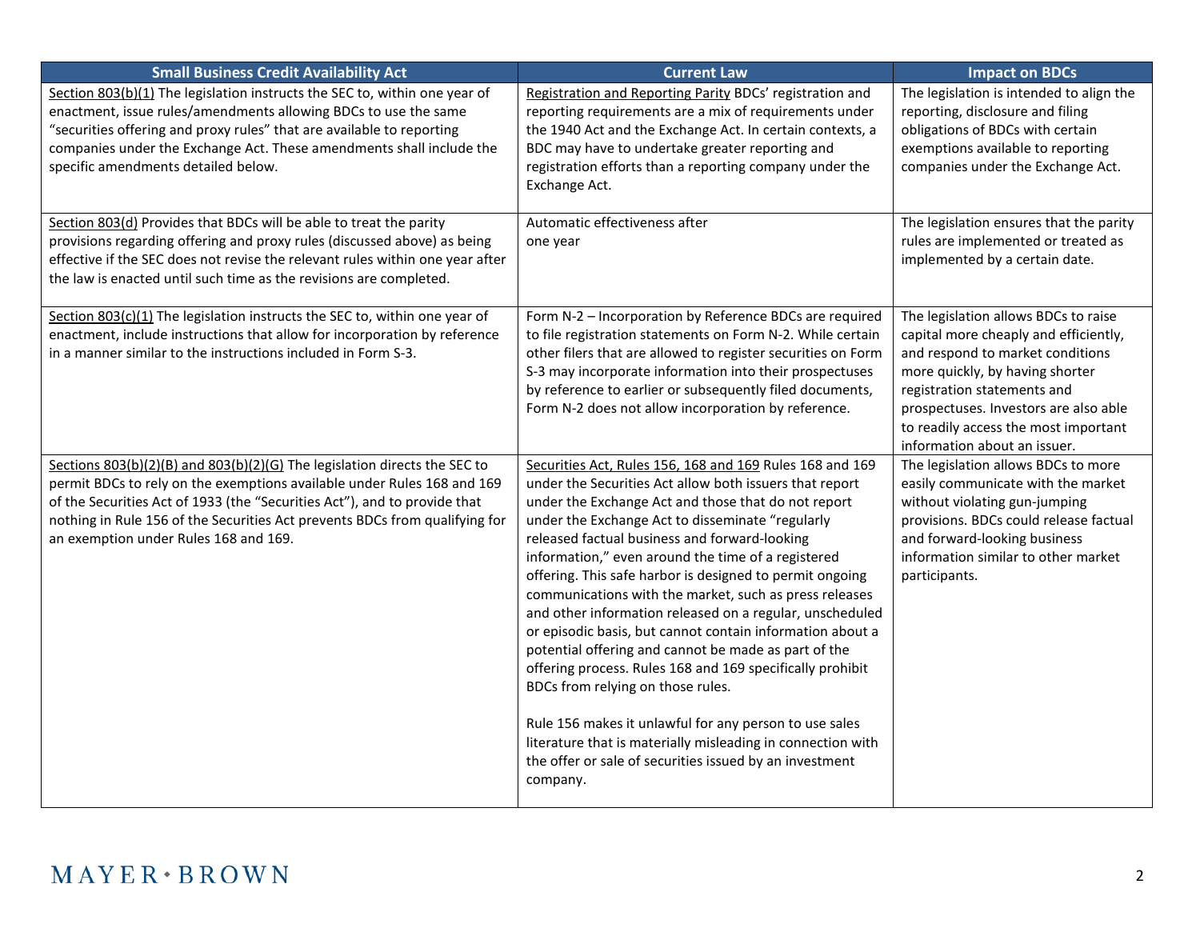| Small Business Credit Availability Act | Current Law | Impact on BDCs |
|---|---|---|
| Section 803(b)(1) The legislation instructs the SEC to, within one year of enactment, issue rules/amendments allowing BDCs to use the same "securities offering and proxy rules" that are available to reporting companies under the Exchange Act. These amendments shall include the specific amendments detailed below. | Registration and Reporting Parity BDCs' registration and reporting requirements are a mix of requirements under the 1940 Act and the Exchange Act. In certain contexts, a BDC may have to undertake greater reporting and registration efforts than a reporting company under the Exchange Act. | The legislation is intended to align the reporting, disclosure and filing obligations of BDCs with certain exemptions available to reporting companies under the Exchange Act. |
| Section 803(d) Provides that BDCs will be able to treat the parity provisions regarding offering and proxy rules (discussed above) as being effective if the SEC does not revise the relevant rules within one year after the law is enacted until such time as the revisions are completed. | Automatic effectiveness after one year | The legislation ensures that the parity rules are implemented or treated as implemented by a certain date. |
| Section 803(c)(1) The legislation instructs the SEC to, within one year of enactment, include instructions that allow for incorporation by reference in a manner similar to the instructions included in Form S-3. | Form N-2 – Incorporation by Reference BDCs are required to file registration statements on Form N-2. While certain other filers that are allowed to register securities on Form S-3 may incorporate information into their prospectuses by reference to earlier or subsequently filed documents, Form N-2 does not allow incorporation by reference. | The legislation allows BDCs to raise capital more cheaply and efficiently, and respond to market conditions more quickly, by having shorter registration statements and prospectuses. Investors are also able to readily access the most important information about an issuer. |
| Sections 803(b)(2)(B) and 803(b)(2)(G) The legislation directs the SEC to permit BDCs to rely on the exemptions available under Rules 168 and 169 of the Securities Act of 1933 (the "Securities Act"), and to provide that nothing in Rule 156 of the Securities Act prevents BDCs from qualifying for an exemption under Rules 168 and 169. | Securities Act, Rules 156, 168 and 169 Rules 168 and 169 under the Securities Act allow both issuers that report under the Exchange Act and those that do not report under the Exchange Act to disseminate "regularly released factual business and forward-looking information," even around the time of a registered offering. This safe harbor is designed to permit ongoing communications with the market, such as press releases and other information released on a regular, unscheduled or episodic basis, but cannot contain information about a potential offering and cannot be made as part of the offering process. Rules 168 and 169 specifically prohibit BDCs from relying on those rules.<br><br>Rule 156 makes it unlawful for any person to use sales literature that is materially misleading in connection with the offer or sale of securities issued by an investment company. | The legislation allows BDCs to more easily communicate with the market without violating gun-jumping provisions. BDCs could release factual and forward-looking business information similar to other market participants. |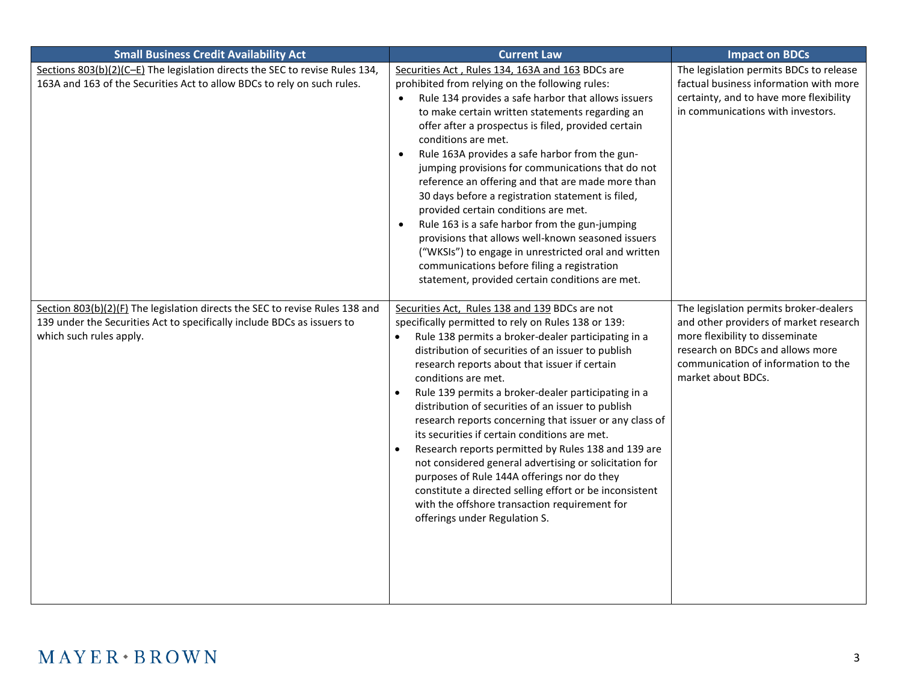| Small Business Credit Availability Act | Current Law | Impact on BDCs |
|---|---|---|
| <u>Sections 803(b)(2)(C–E)</u> The legislation directs the SEC to revise Rules 134, 163A and 163 of the Securities Act to allow BDCs to rely on such rules. | <u>Securities Act , Rules 134, 163A and 163</u> BDCs are prohibited from relying on the following rules:<br>• Rule 134 provides a safe harbor that allows issuers to make certain written statements regarding an offer after a prospectus is filed, provided certain conditions are met.<br>• Rule 163A provides a safe harbor from the gun-jumping provisions for communications that do not reference an offering and that are made more than 30 days before a registration statement is filed, provided certain conditions are met.<br>• Rule 163 is a safe harbor from the gun-jumping provisions that allows well-known seasoned issuers ("WKSIs") to engage in unrestricted oral and written communications before filing a registration statement, provided certain conditions are met. | The legislation permits BDCs to release factual business information with more certainty, and to have more flexibility in communications with investors. |
| <u>Section 803(b)(2)(F)</u> The legislation directs the SEC to revise Rules 138 and 139 under the Securities Act to specifically include BDCs as issuers to which such rules apply. | <u>Securities Act, Rules 138 and 139</u> BDCs are not specifically permitted to rely on Rules 138 or 139:<br>• Rule 138 permits a broker-dealer participating in a distribution of securities of an issuer to publish research reports about that issuer if certain conditions are met.<br>• Rule 139 permits a broker-dealer participating in a distribution of securities of an issuer to publish research reports concerning that issuer or any class of its securities if certain conditions are met.<br>• Research reports permitted by Rules 138 and 139 are not considered general advertising or solicitation for purposes of Rule 144A offerings nor do they constitute a directed selling effort or be inconsistent with the offshore transaction requirement for offerings under Regulation S. | The legislation permits broker-dealers and other providers of market research more flexibility to disseminate research on BDCs and allows more communication of information to the market about BDCs. |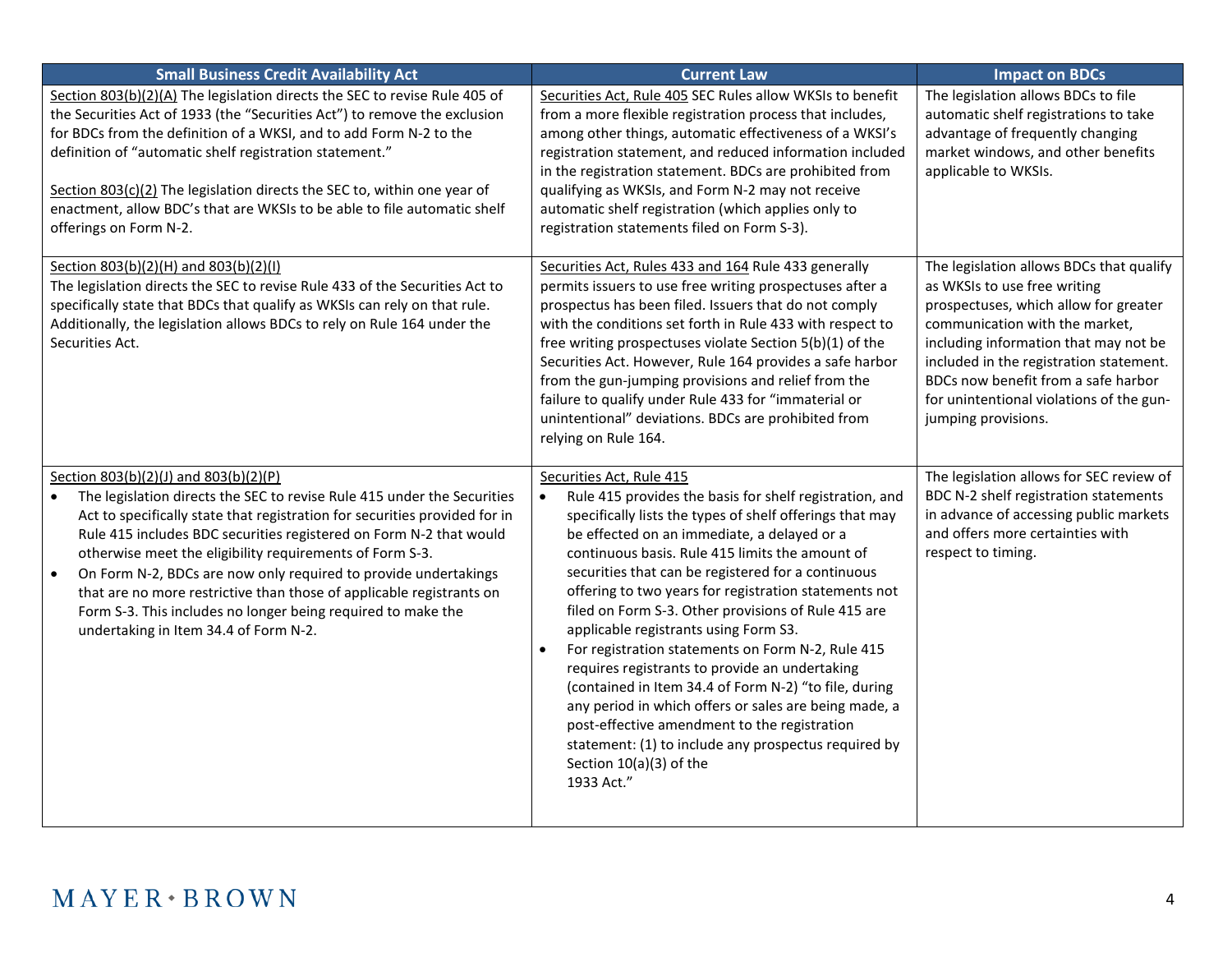| Small Business Credit Availability Act | Current Law | Impact on BDCs |
|---|---|---|
| Section 803(b)(2)(A) The legislation directs the SEC to revise Rule 405 of the Securities Act of 1933 (the "Securities Act") to remove the exclusion for BDCs from the definition of a WKSI, and to add Form N-2 to the definition of "automatic shelf registration statement."<br><br>Section 803(c)(2) The legislation directs the SEC to, within one year of enactment, allow BDC's that are WKSIs to be able to file automatic shelf offerings on Form N-2. | Securities Act, Rule 405 SEC Rules allow WKSIs to benefit from a more flexible registration process that includes, among other things, automatic effectiveness of a WKSI's registration statement, and reduced information included in the registration statement. BDCs are prohibited from qualifying as WKSIs, and Form N-2 may not receive automatic shelf registration (which applies only to registration statements filed on Form S-3). | The legislation allows BDCs to file automatic shelf registrations to take advantage of frequently changing market windows, and other benefits applicable to WKSIs. |
| Section 803(b)(2)(H) and 803(b)(2)(I)<br>The legislation directs the SEC to revise Rule 433 of the Securities Act to specifically state that BDCs that qualify as WKSIs can rely on that rule. Additionally, the legislation allows BDCs to rely on Rule 164 under the Securities Act. | Securities Act, Rules 433 and 164 Rule 433 generally permits issuers to use free writing prospectuses after a prospectus has been filed. Issuers that do not comply with the conditions set forth in Rule 433 with respect to free writing prospectuses violate Section 5(b)(1) of the Securities Act. However, Rule 164 provides a safe harbor from the gun-jumping provisions and relief from the failure to qualify under Rule 433 for "immaterial or unintentional" deviations. BDCs are prohibited from relying on Rule 164. | The legislation allows BDCs that qualify as WKSIs to use free writing prospectuses, which allow for greater communication with the market, including information that may not be included in the registration statement. BDCs now benefit from a safe harbor for unintentional violations of the gun-jumping provisions. |
| Section 803(b)(2)(J) and 803(b)(2)(P)<br>• The legislation directs the SEC to revise Rule 415 under the Securities Act to specifically state that registration for securities provided for in Rule 415 includes BDC securities registered on Form N-2 that would otherwise meet the eligibility requirements of Form S-3.<br>• On Form N-2, BDCs are now only required to provide undertakings that are no more restrictive than those of applicable registrants on Form S-3. This includes no longer being required to make the undertaking in Item 34.4 of Form N-2. | Securities Act, Rule 415<br>• Rule 415 provides the basis for shelf registration, and specifically lists the types of shelf offerings that may be effected on an immediate, a delayed or a continuous basis. Rule 415 limits the amount of securities that can be registered for a continuous offering to two years for registration statements not filed on Form S-3. Other provisions of Rule 415 are applicable registrants using Form S3.<br>• For registration statements on Form N-2, Rule 415 requires registrants to provide an undertaking (contained in Item 34.4 of Form N-2) "to file, during any period in which offers or sales are being made, a post-effective amendment to the registration statement: (1) to include any prospectus required by Section 10(a)(3) of the 1933 Act." | The legislation allows for SEC review of BDC N-2 shelf registration statements in advance of accessing public markets and offers more certainties with respect to timing. |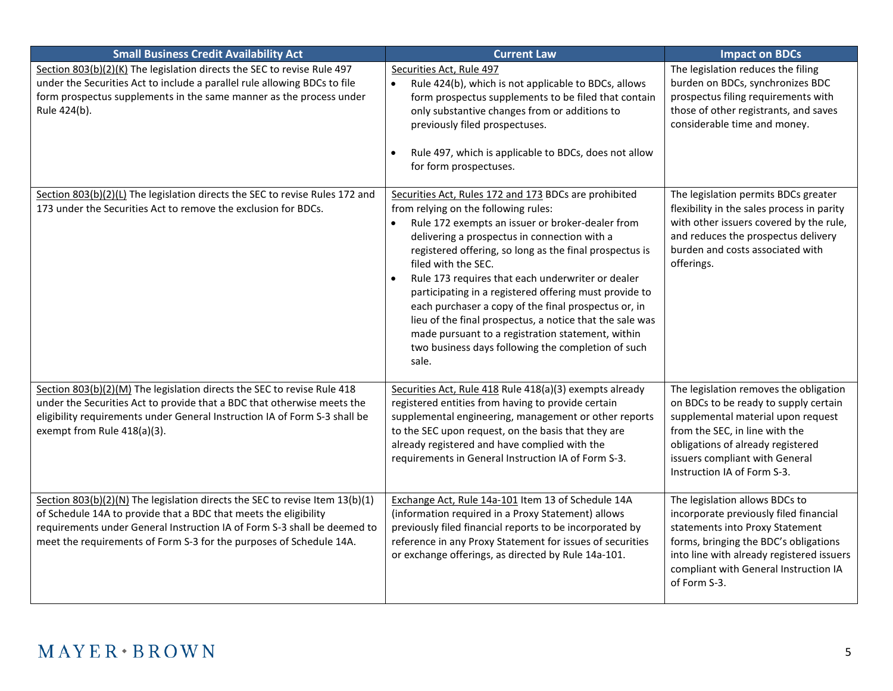| Small Business Credit Availability Act | Current Law | Impact on BDCs |
| --- | --- | --- |
| Section 803(b)(2)(K) The legislation directs the SEC to revise Rule 497 under the Securities Act to include a parallel rule allowing BDCs to file form prospectus supplements in the same manner as the process under Rule 424(b). | Securities Act, Rule 497<br>• Rule 424(b), which is not applicable to BDCs, allows form prospectus supplements to be filed that contain only substantive changes from or additions to previously filed prospectuses.<br>• Rule 497, which is applicable to BDCs, does not allow for form prospectuses. | The legislation reduces the filing burden on BDCs, synchronizes BDC prospectus filing requirements with those of other registrants, and saves considerable time and money. |
| Section 803(b)(2)(L) The legislation directs the SEC to revise Rules 172 and 173 under the Securities Act to remove the exclusion for BDCs. | Securities Act, Rules 172 and 173 BDCs are prohibited from relying on the following rules:<br>• Rule 172 exempts an issuer or broker-dealer from delivering a prospectus in connection with a registered offering, so long as the final prospectus is filed with the SEC.<br>• Rule 173 requires that each underwriter or dealer participating in a registered offering must provide to each purchaser a copy of the final prospectus or, in lieu of the final prospectus, a notice that the sale was made pursuant to a registration statement, within two business days following the completion of such sale. | The legislation permits BDCs greater flexibility in the sales process in parity with other issuers covered by the rule, and reduces the prospectus delivery burden and costs associated with offerings. |
| Section 803(b)(2)(M) The legislation directs the SEC to revise Rule 418 under the Securities Act to provide that a BDC that otherwise meets the eligibility requirements under General Instruction IA of Form S-3 shall be exempt from Rule 418(a)(3). | Securities Act, Rule 418 Rule 418(a)(3) exempts already registered entities from having to provide certain supplemental engineering, management or other reports to the SEC upon request, on the basis that they are already registered and have complied with the requirements in General Instruction IA of Form S-3. | The legislation removes the obligation on BDCs to be ready to supply certain supplemental material upon request from the SEC, in line with the obligations of already registered issuers compliant with General Instruction IA of Form S-3. |
| Section 803(b)(2)(N) The legislation directs the SEC to revise Item 13(b)(1) of Schedule 14A to provide that a BDC that meets the eligibility requirements under General Instruction IA of Form S-3 shall be deemed to meet the requirements of Form S-3 for the purposes of Schedule 14A. | Exchange Act, Rule 14a-101 Item 13 of Schedule 14A (information required in a Proxy Statement) allows previously filed financial reports to be incorporated by reference in any Proxy Statement for issues of securities or exchange offerings, as directed by Rule 14a-101. | The legislation allows BDCs to incorporate previously filed financial statements into Proxy Statement forms, bringing the BDC's obligations into line with already registered issuers compliant with General Instruction IA of Form S-3. |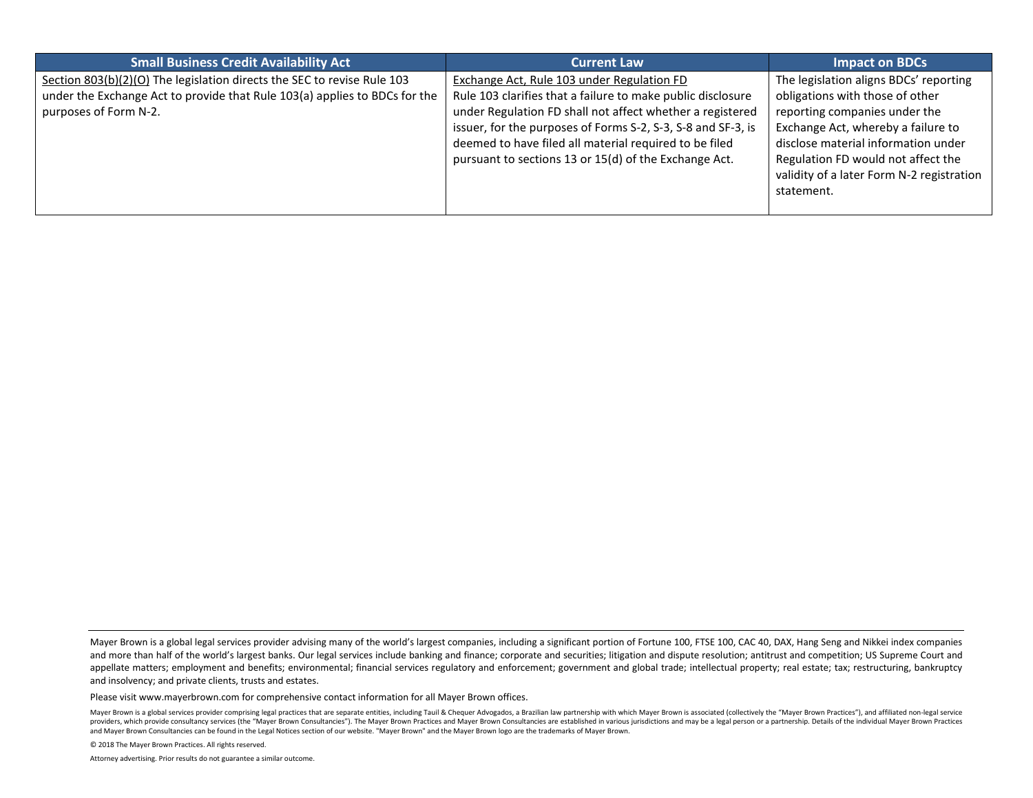| Small Business Credit Availability Act | Current Law | Impact on BDCs |
|---|---|---|
| Section 803(b)(2)(O) The legislation directs the SEC to revise Rule 103 under the Exchange Act to provide that Rule 103(a) applies to BDCs for the purposes of Form N-2. | Exchange Act, Rule 103 under Regulation FD<br>Rule 103 clarifies that a failure to make public disclosure under Regulation FD shall not affect whether a registered issuer, for the purposes of Forms S-2, S-3, S-8 and SF-3, is deemed to have filed all material required to be filed pursuant to sections 13 or 15(d) of the Exchange Act. | The legislation aligns BDCs' reporting obligations with those of other reporting companies under the Exchange Act, whereby a failure to disclose material information under Regulation FD would not affect the validity of a later Form N-2 registration statement. |

Mayer Brown is a global legal services provider advising many of the world's largest companies, including a significant portion of Fortune 100, FTSE 100, CAC 40, DAX, Hang Seng and Nikkei index companies and more than half of the world's largest banks. Our legal services include banking and finance; corporate and securities; litigation and dispute resolution; antitrust and competition; US Supreme Court and appellate matters; employment and benefits; environmental; financial services regulatory and enforcement; government and global trade; intellectual property; real estate; tax; restructuring, bankruptcy and insolvency; and private clients, trusts and estates.

Please visit www.mayerbrown.com for comprehensive contact information for all Mayer Brown offices.

Mayer Brown is a global services provider comprising legal practices that are separate entities, including Tauil & Chequer Advogados, a Brazilian law partnership with which Mayer Brown is associated (collectively the "Mayer Brown Practices"), and affiliated non-legal service providers, which provide consultancy services (the "Mayer Brown Consultancies"). The Mayer Brown Practices and Mayer Brown Consultancies are established in various jurisdictions and may be a legal person or a partnership. Details of the individual Mayer Brown Practices and Mayer Brown Consultancies can be found in the Legal Notices section of our website. "Mayer Brown" and the Mayer Brown logo are the trademarks of Mayer Brown.

© 2018 The Mayer Brown Practices. All rights reserved.

Attorney advertising. Prior results do not guarantee a similar outcome.